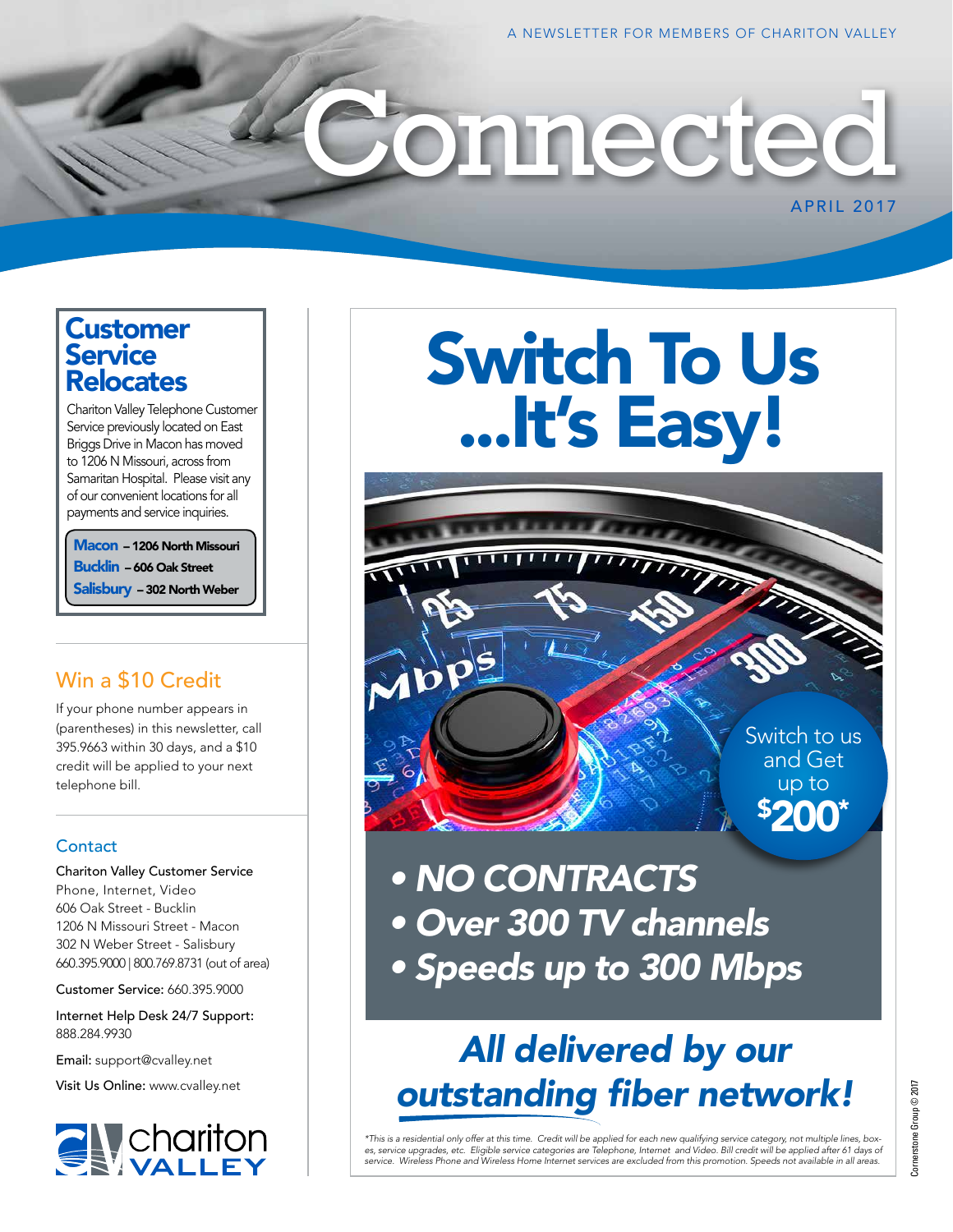A NEWSLETTER FOR MEMBERS OF CHARITON VALLEY

# Connected

APRIL 2017

## Customer Service Relocates

Chariton Valley Telephone Customer Service previously located on East Briggs Drive in Macon has moved to 1206 N Missouri, across from Samaritan Hospital. Please visit any of our convenient locations for all payments and service inquiries.

**Macon** – 1206 North Missouri
**Bucklin** – 606 Oak Street
**Salisbury** – 302 North Weber

## Win a $10 Credit

If your phone number appears in (parentheses) in this newsletter, call 395.9663 within 30 days, and a $10 credit will be applied to your next telephone bill.

## Contact

Chariton Valley Customer Service
Phone, Internet, Video
606 Oak Street - Bucklin
1206 N Missouri Street - Macon
302 N Weber Street - Salisbury
660.395.9000 | 800.769.8731 (out of area)

Customer Service: 660.395.9000

Internet Help Desk 24/7 Support: 888.284.9930

Email: support@cvalley.net

Visit Us Online: www.cvalley.net

chariton VALLEY

# Switch To Us ...It's Easy!

Switch to us and Get up to $200*

- ***NO CONTRACTS***
- ***Over 300 TV channels***
- ***Speeds up to 300 Mbps***

## *All delivered by our outstanding fiber network!*

*\*This is a residential only offer at this time. Credit will be applied for each new qualifying service category, not multiple lines, boxes, service upgrades, etc. Eligible service categories are Telephone, Internet and Video. Bill credit will be applied after 61 days of service. Wireless Phone and Wireless Home Internet services are excluded from this promotion. Speeds not available in all areas.*

Cornerstone Group © 2017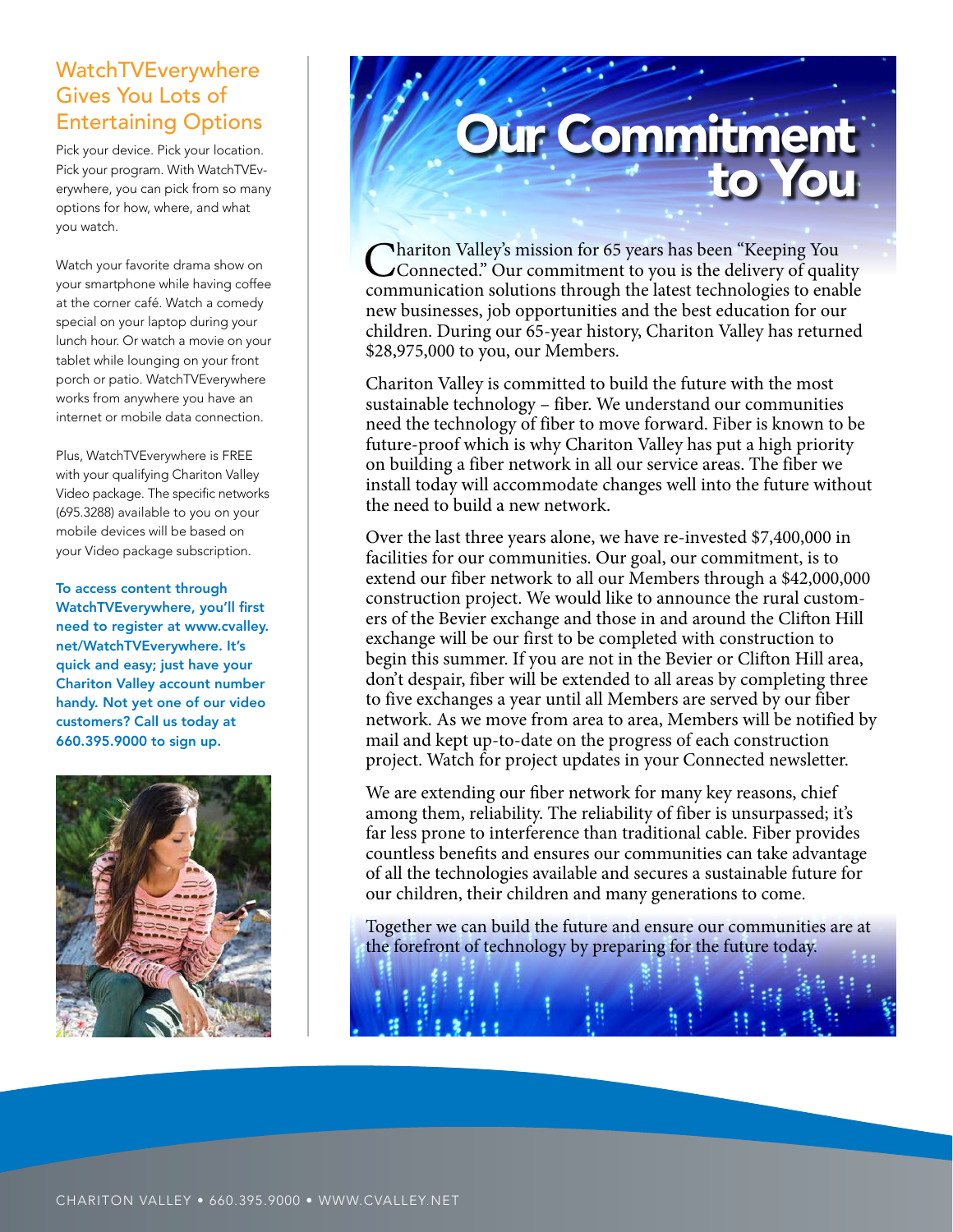## WatchTVEverywhere Gives You Lots of Entertaining Options

Pick your device. Pick your location. Pick your program. With WatchTVEverywhere, you can pick from so many options for how, where, and what you watch.

Watch your favorite drama show on your smartphone while having coffee at the corner café. Watch a comedy special on your laptop during your lunch hour. Or watch a movie on your tablet while lounging on your front porch or patio. WatchTVEverywhere works from anywhere you have an internet or mobile data connection.

Plus, WatchTVEverywhere is FREE with your qualifying Chariton Valley Video package. The specific networks (695.3288) available to you on your mobile devices will be based on your Video package subscription.

**To access content through WatchTVEverywhere, you'll first need to register at www.cvalley.net/WatchTVEverywhere. It's quick and easy; just have your Chariton Valley account number handy. Not yet one of our video customers? Call us today at 660.395.9000 to sign up.**

# Our Commitment to You

Chariton Valley's mission for 65 years has been "Keeping You Connected." Our commitment to you is the delivery of quality communication solutions through the latest technologies to enable new businesses, job opportunities and the best education for our children. During our 65-year history, Chariton Valley has returned $28,975,000 to you, our Members.

Chariton Valley is committed to build the future with the most sustainable technology – fiber. We understand our communities need the technology of fiber to move forward. Fiber is known to be future-proof which is why Chariton Valley has put a high priority on building a fiber network in all our service areas. The fiber we install today will accommodate changes well into the future without the need to build a new network.

Over the last three years alone, we have re-invested $7,400,000 in facilities for our communities. Our goal, our commitment, is to extend our fiber network to all our Members through a $42,000,000 construction project. We would like to announce the rural customers of the Bevier exchange and those in and around the Clifton Hill exchange will be our first to be completed with construction to begin this summer. If you are not in the Bevier or Clifton Hill area, don't despair, fiber will be extended to all areas by completing three to five exchanges a year until all Members are served by our fiber network. As we move from area to area, Members will be notified by mail and kept up-to-date on the progress of each construction project. Watch for project updates in your Connected newsletter.

We are extending our fiber network for many key reasons, chief among them, reliability. The reliability of fiber is unsurpassed; it's far less prone to interference than traditional cable. Fiber provides countless benefits and ensures our communities can take advantage of all the technologies available and secures a sustainable future for our children, their children and many generations to come.

Together we can build the future and ensure our communities are at the forefront of technology by preparing for the future today.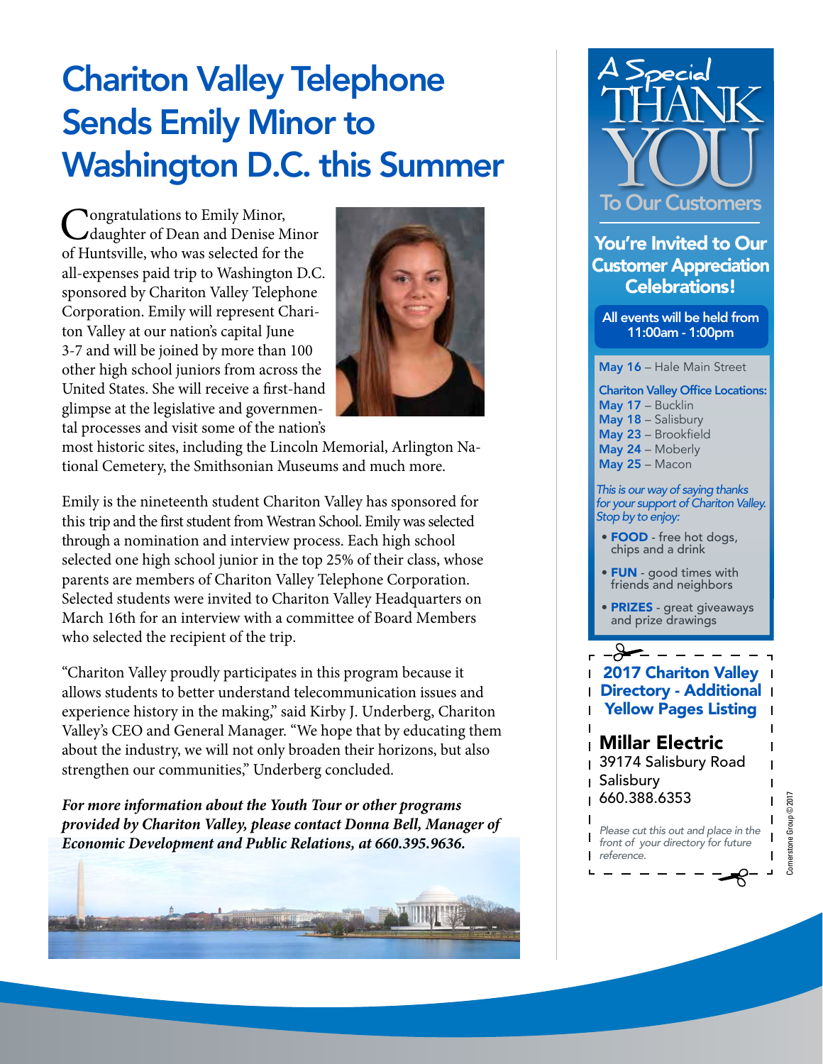# Chariton Valley Telephone Sends Emily Minor to Washington D.C. this Summer

Congratulations to Emily Minor, daughter of Dean and Denise Minor of Huntsville, who was selected for the all-expenses paid trip to Washington D.C. sponsored by Chariton Valley Telephone Corporation. Emily will represent Chariton Valley at our nation's capital June 3-7 and will be joined by more than 100 other high school juniors from across the United States. She will receive a first-hand glimpse at the legislative and governmental processes and visit some of the nation's most historic sites, including the Lincoln Memorial, Arlington National Cemetery, the Smithsonian Museums and much more.

Emily is the nineteenth student Chariton Valley has sponsored for this trip and the first student from Westran School. Emily was selected through a nomination and interview process. Each high school selected one high school junior in the top 25% of their class, whose parents are members of Chariton Valley Telephone Corporation. Selected students were invited to Chariton Valley Headquarters on March 16th for an interview with a committee of Board Members who selected the recipient of the trip.

"Chariton Valley proudly participates in this program because it allows students to better understand telecommunication issues and experience history in the making," said Kirby J. Underberg, Chariton Valley's CEO and General Manager. "We hope that by educating them about the industry, we will not only broaden their horizons, but also strengthen our communities," Underberg concluded.

***For more information about the Youth Tour or other programs provided by Chariton Valley, please contact Donna Bell, Manager of Economic Development and Public Relations, at 660.395.9636.***

## A Special THANK YOU To Our Customers

### You're Invited to Our Customer Appreciation Celebrations!

All events will be held from 11:00am - 1:00pm

**May 16** – Hale Main Street

**Chariton Valley Office Locations:**
**May 17** – Bucklin
**May 18** – Salisbury
**May 23** – Brookfield
**May 24** – Moberly
**May 25** – Macon

*This is our way of saying thanks for your support of Chariton Valley. Stop by to enjoy:*

- **FOOD** - free hot dogs, chips and a drink
- **FUN** - good times with friends and neighbors
- **PRIZES** - great giveaways and prize drawings

### 2017 Chariton Valley Directory - Additional Yellow Pages Listing

**Millar Electric**
39174 Salisbury Road
Salisbury
660.388.6353

*Please cut this out and place in the front of your directory for future reference.*

Cornerstone Group © 2017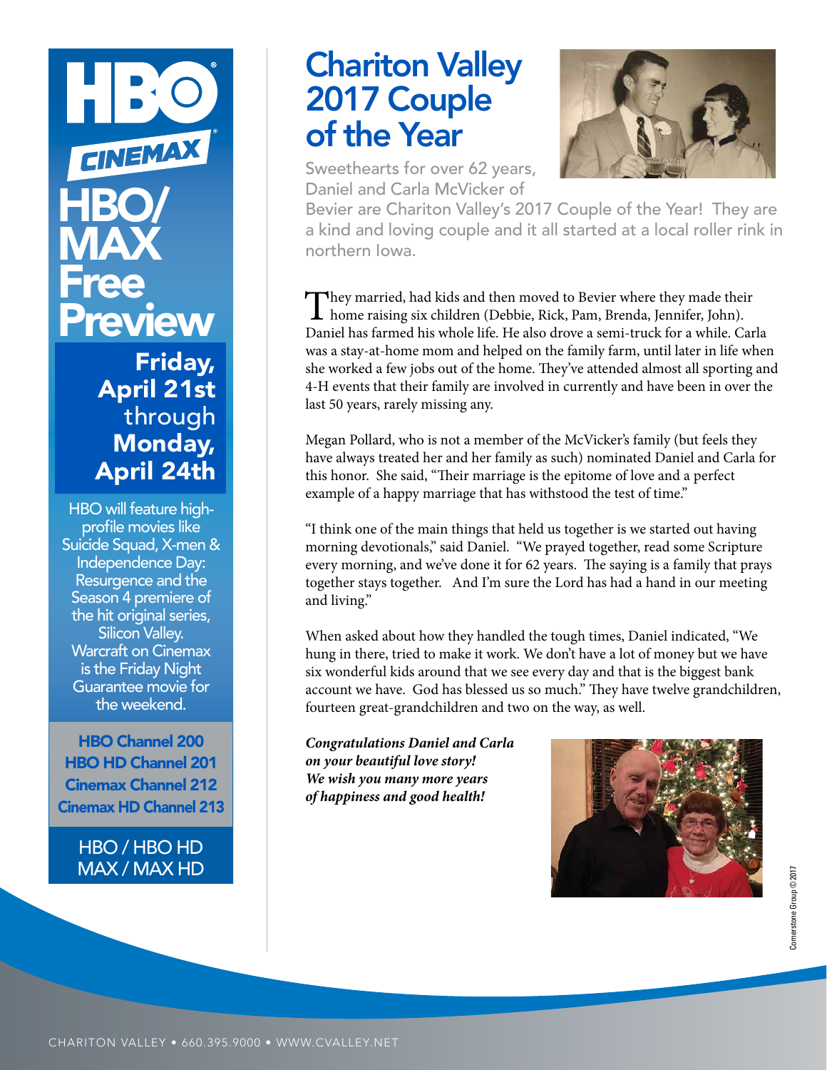# Chariton Valley 2017 Couple of the Year

Sweethearts for over 62 years, Daniel and Carla McVicker of Bevier are Chariton Valley's 2017 Couple of the Year! They are a kind and loving couple and it all started at a local roller rink in northern Iowa.

They married, had kids and then moved to Bevier where they made their home raising six children (Debbie, Rick, Pam, Brenda, Jennifer, John). Daniel has farmed his whole life. He also drove a semi-truck for a while. Carla was a stay-at-home mom and helped on the family farm, until later in life when she worked a few jobs out of the home. They've attended almost all sporting and 4-H events that their family are involved in currently and have been in over the last 50 years, rarely missing any.

Megan Pollard, who is not a member of the McVicker's family (but feels they have always treated her and her family as such) nominated Daniel and Carla for this honor. She said, "Their marriage is the epitome of love and a perfect example of a happy marriage that has withstood the test of time."

"I think one of the main things that held us together is we started out having morning devotionals," said Daniel. "We prayed together, read some Scripture every morning, and we've done it for 62 years. The saying is a family that prays together stays together. And I'm sure the Lord has had a hand in our meeting and living."

When asked about how they handled the tough times, Daniel indicated, "We hung in there, tried to make it work. We don't have a lot of money but we have six wonderful kids around that we see every day and that is the biggest bank account we have. God has blessed us so much." They have twelve grandchildren, fourteen great-grandchildren and two on the way, as well.

***Congratulations Daniel and Carla on your beautiful love story! We wish you many more years of happiness and good health!***

## HBO® CINEMAX® HBO/MAX Free Preview

**Friday, April 21st** through **Monday, April 24th**

HBO will feature high-profile movies like Suicide Squad, X-men & Independence Day: Resurgence and the Season 4 premiere of the hit original series, Silicon Valley. Warcraft on Cinemax is the Friday Night Guarantee movie for the weekend.

**HBO Channel 200**
**HBO HD Channel 201**
**Cinemax Channel 212**
**Cinemax HD Channel 213**

HBO / HBO HD
MAX / MAX HD

Cornerstone Group © 2017

CHARITON VALLEY • 660.395.9000 • WWW.CVALLEY.NET